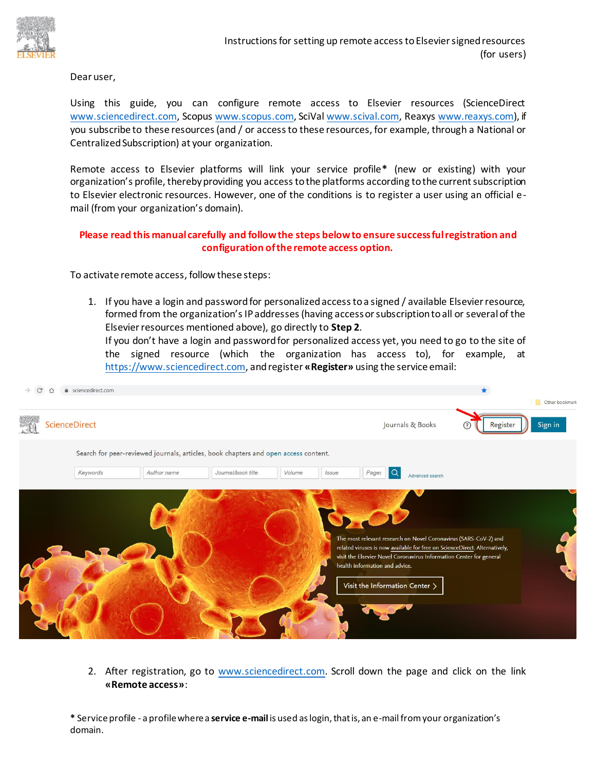Instructions for setting up remote access to Elsevier signed resources (for users)

Dear user,

Using this guide, you can configure remote access to Elsevier resources (ScienceDirect www.sciencedirect.com, Scopus www.scopus.com, SciVal www.scival.com, Reaxys www.reaxys.com), if you subscribe to these resources (and / or access to these resources, for example, through a National or Centralized Subscription) at your organization.

Remote access to Elsevier platforms will link your service profile* (new or existing) with your organization's profile, thereby providing you access to the platforms according to the current subscription to Elsevier electronic resources. However, one of the conditions is to register a user using an official e-mail (from your organization's domain).

**Please read this manual carefully and follow the steps below to ensure successful registration and configuration of the remote access option.**

To activate remote access, follow these steps:

1. If you have a login and password for personalized access to a signed / available Elsevier resource, formed from the organization's IP addresses (having access or subscription to all or several of the Elsevier resources mentioned above), go directly to **Step 2**.
   If you don't have a login and password for personalized access yet, you need to go to the site of the signed resource (which the organization has access to), for example, at https://www.sciencedirect.com, and register **«Register»** using the service email:

2. After registration, go to www.sciencedirect.com. Scroll down the page and click on the link **«Remote access»**:

\* Service profile - a profile where a **service e-mail** is used as login, that is, an e-mail from your organization's domain.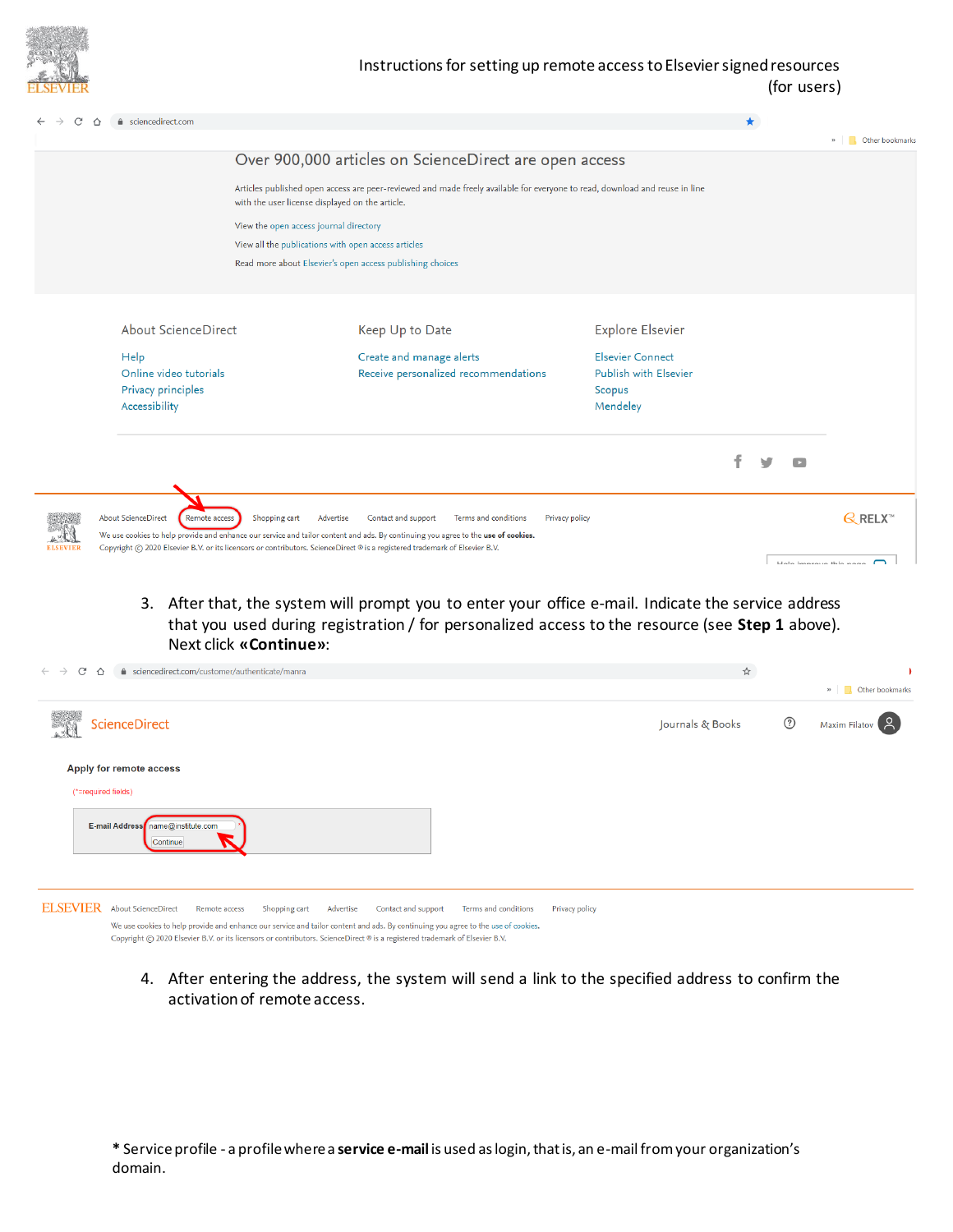Instructions for setting up remote access to Elsevier signed resources (for users)

3. After that, the system will prompt you to enter your office e-mail. Indicate the service address that you used during registration / for personalized access to the resource (see **Step 1** above). Next click **«Continue»**:

4. After entering the address, the system will send a link to the specified address to confirm the activation of remote access.

\* Service profile - a profile where a **service e-mail** is used as login, that is, an e-mail from your organization's domain.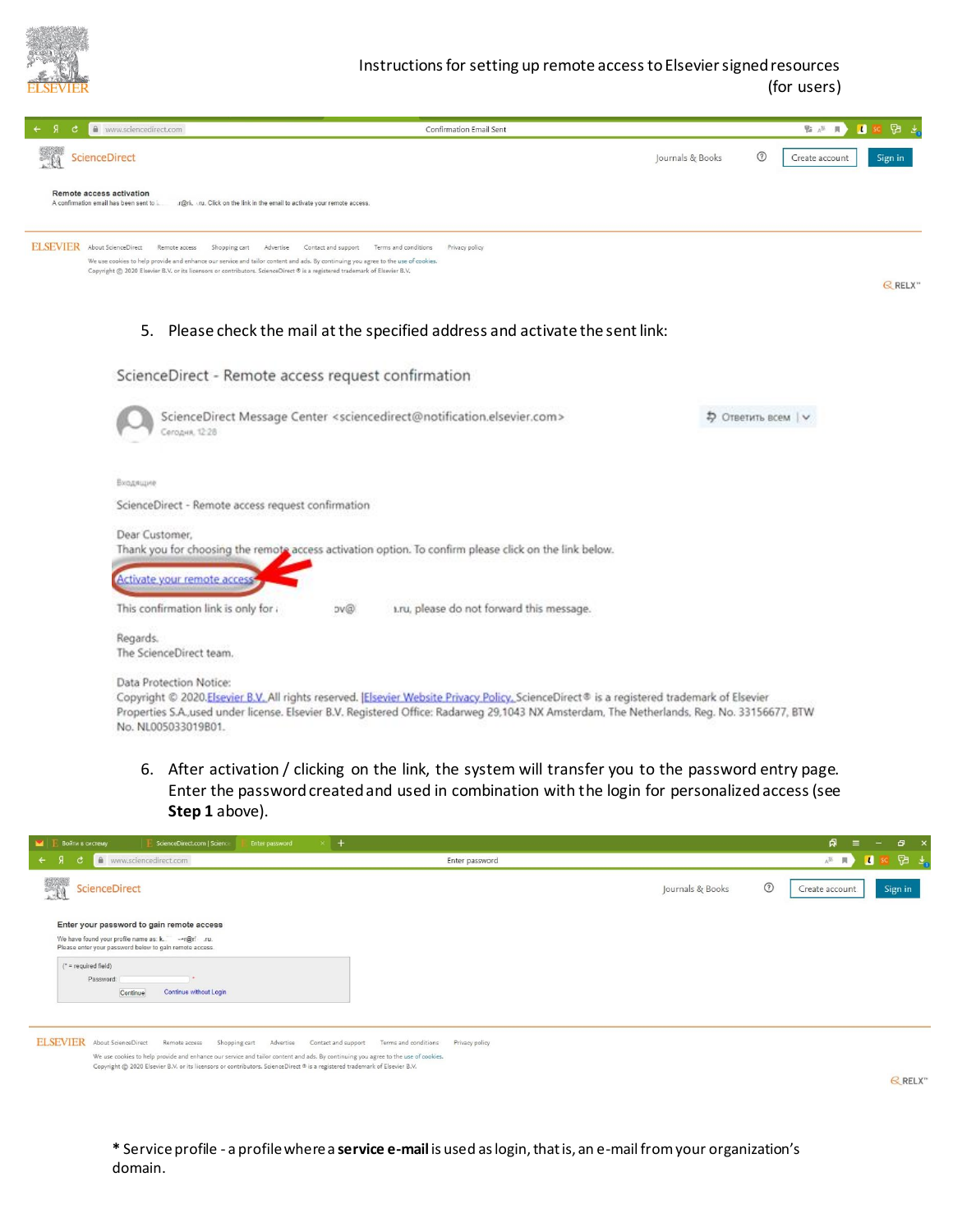Instructions for setting up remote access to Elsevier signed resources (for users)

5. Please check the mail at the specified address and activate the sent link:

6. After activation / clicking on the link, the system will transfer you to the password entry page. Enter the password created and used in combination with the login for personalized access (see **Step 1** above).

\* Service profile - a profile where a **service e-mail** is used as login, that is, an e-mail from your organization's domain.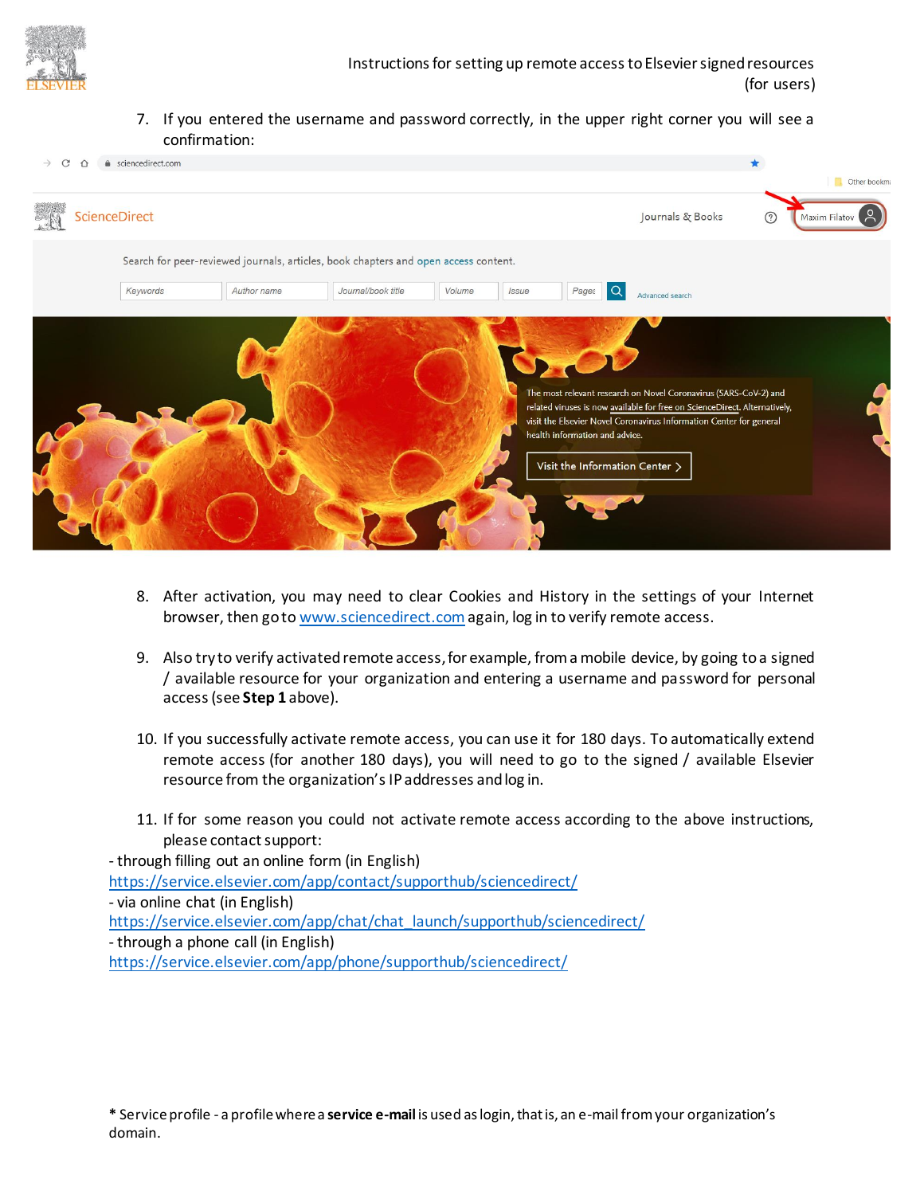7. If you entered the username and password correctly, in the upper right corner you will see a confirmation:

8. After activation, you may need to clear Cookies and History in the settings of your Internet browser, then go to www.sciencedirect.com again, log in to verify remote access.

9. Also try to verify activated remote access, for example, from a mobile device, by going to a signed / available resource for your organization and entering a username and password for personal access (see **Step 1** above).

10. If you successfully activate remote access, you can use it for 180 days. To automatically extend remote access (for another 180 days), you will need to go to the signed / available Elsevier resource from the organization's IP addresses and log in.

11. If for some reason you could not activate remote access according to the above instructions, please contact support:

- through filling out an online form (in English)
https://service.elsevier.com/app/contact/supporthub/sciencedirect/
- via online chat (in English)
https://service.elsevier.com/app/chat/chat_launch/supporthub/sciencedirect/
- through a phone call (in English)
https://service.elsevier.com/app/phone/supporthub/sciencedirect/

\* Service profile - a profile where a **service e-mail** is used as login, that is, an e-mail from your organization's domain.